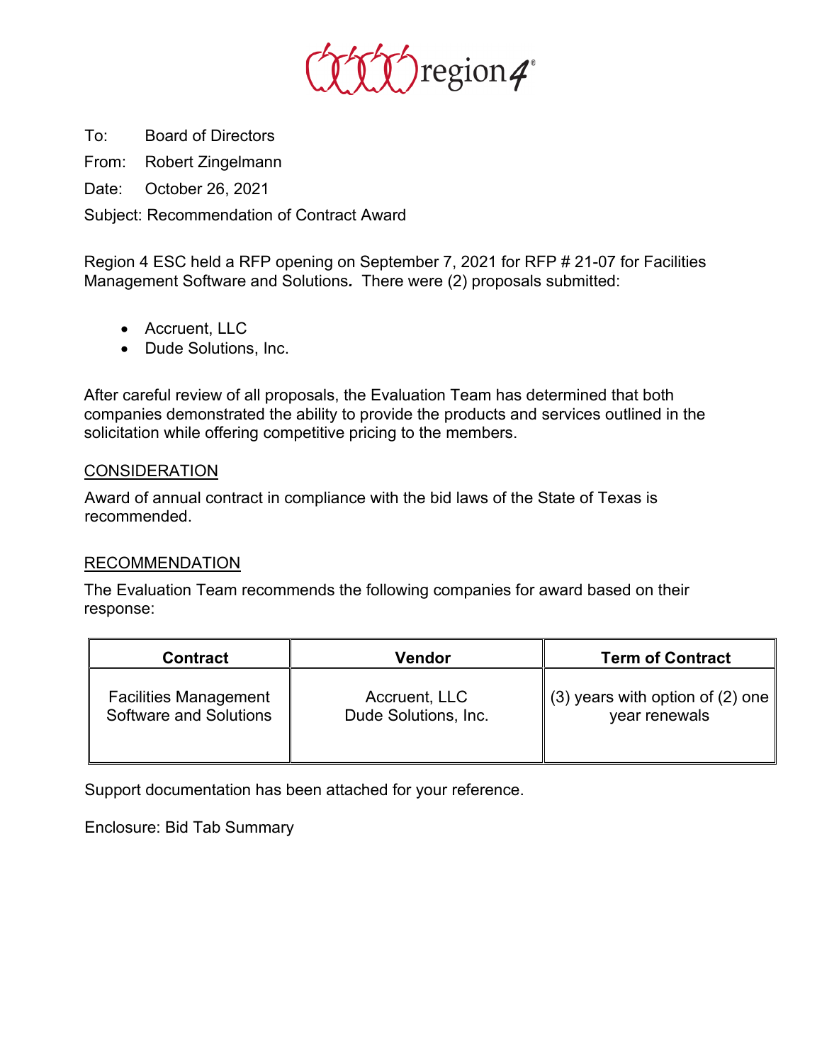To: Board of Directors

From: Robert Zingelmann

Date: October 26, 2021

Subject: Recommendation of Contract Award

Region 4 ESC held a RFP opening on September 7, 2021 for RFP # 21-07 for Facilities Management Software and Solutions***.*** There were (2) proposals submitted:

- Accruent, LLC
- Dude Solutions, Inc.

After careful review of all proposals, the Evaluation Team has determined that both companies demonstrated the ability to provide the products and services outlined in the solicitation while offering competitive pricing to the members.

CONSIDERATION

Award of annual contract in compliance with the bid laws of the State of Texas is recommended.

RECOMMENDATION

The Evaluation Team recommends the following companies for award based on their response:

| Contract | Vendor | Term of Contract |
|---|---|---|
| Facilities Management Software and Solutions | Accruent, LLC<br>Dude Solutions, Inc. | (3) years with option of (2) one year renewals |

Support documentation has been attached for your reference.

Enclosure: Bid Tab Summary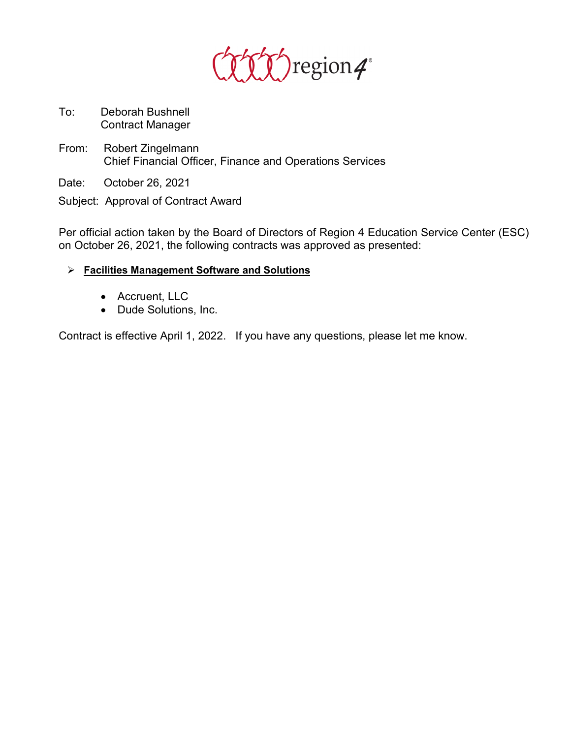region4

To: Deborah Bushnell
Contract Manager

From: Robert Zingelmann
Chief Financial Officer, Finance and Operations Services

Date: October 26, 2021

Subject: Approval of Contract Award

Per official action taken by the Board of Directors of Region 4 Education Service Center (ESC) on October 26, 2021, the following contracts was approved as presented:

- **Facilities Management Software and Solutions**
  - Accruent, LLC
  - Dude Solutions, Inc.

Contract is effective April 1, 2022. If you have any questions, please let me know.